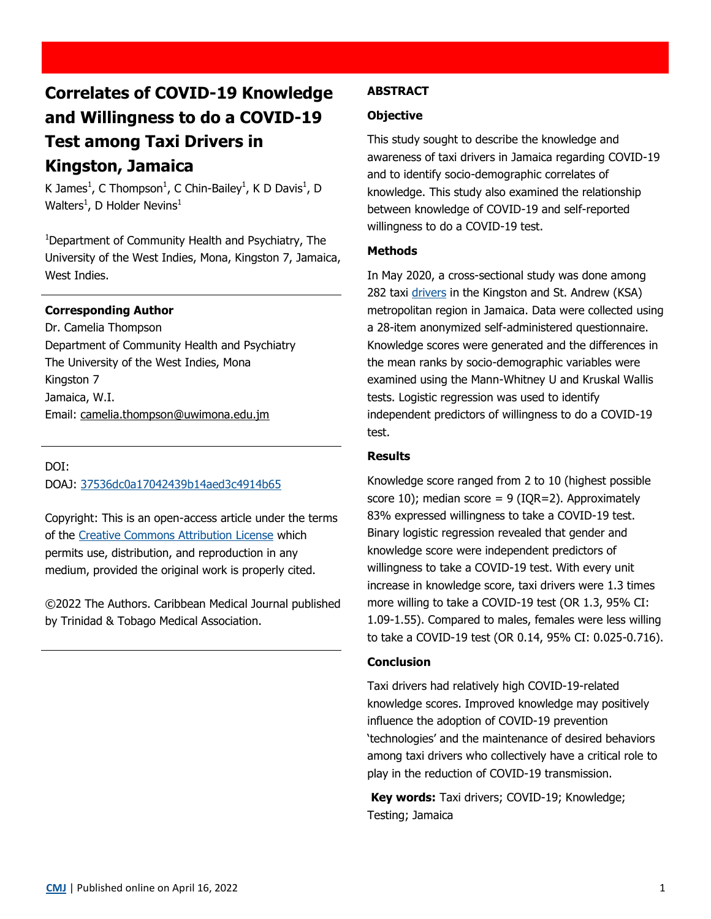# Correlates of COVID-19 Knowledge and Willingness to do a COVID-19 Test among Taxi Drivers in Kingston, Jamaica

K James[1], C Thompson[1], C Chin-Bailey[1], K D Davis[1], D Walters[1], D Holder Nevins[1]

[1]Department of Community Health and Psychiatry, The University of the West Indies, Mona, Kingston 7, Jamaica, West Indies.

**Corresponding Author**
Dr. Camelia Thompson
Department of Community Health and Psychiatry
The University of the West Indies, Mona
Kingston 7
Jamaica, W.I.
Email: camelia.thompson@uwimona.edu.jm

DOI:
DOAJ: 37536dc0a17042439b14aed3c4914b65

Copyright: This is an open-access article under the terms of the Creative Commons Attribution License which permits use, distribution, and reproduction in any medium, provided the original work is properly cited.

©2022 The Authors. Caribbean Medical Journal published by Trinidad & Tobago Medical Association.

## ABSTRACT

### Objective

This study sought to describe the knowledge and awareness of taxi drivers in Jamaica regarding COVID-19 and to identify socio-demographic correlates of knowledge. This study also examined the relationship between knowledge of COVID-19 and self-reported willingness to do a COVID-19 test.

### Methods

In May 2020, a cross-sectional study was done among 282 taxi drivers in the Kingston and St. Andrew (KSA) metropolitan region in Jamaica. Data were collected using a 28-item anonymized self-administered questionnaire. Knowledge scores were generated and the differences in the mean ranks by socio-demographic variables were examined using the Mann-Whitney U and Kruskal Wallis tests. Logistic regression was used to identify independent predictors of willingness to do a COVID-19 test.

### Results

Knowledge score ranged from 2 to 10 (highest possible score 10); median score = 9 (IQR=2). Approximately 83% expressed willingness to take a COVID-19 test. Binary logistic regression revealed that gender and knowledge score were independent predictors of willingness to take a COVID-19 test. With every unit increase in knowledge score, taxi drivers were 1.3 times more willing to take a COVID-19 test (OR 1.3, 95% CI: 1.09-1.55). Compared to males, females were less willing to take a COVID-19 test (OR 0.14, 95% CI: 0.025-0.716).

### Conclusion

Taxi drivers had relatively high COVID-19-related knowledge scores. Improved knowledge may positively influence the adoption of COVID-19 prevention 'technologies' and the maintenance of desired behaviors among taxi drivers who collectively have a critical role to play in the reduction of COVID-19 transmission.

**Key words:** Taxi drivers; COVID-19; Knowledge; Testing; Jamaica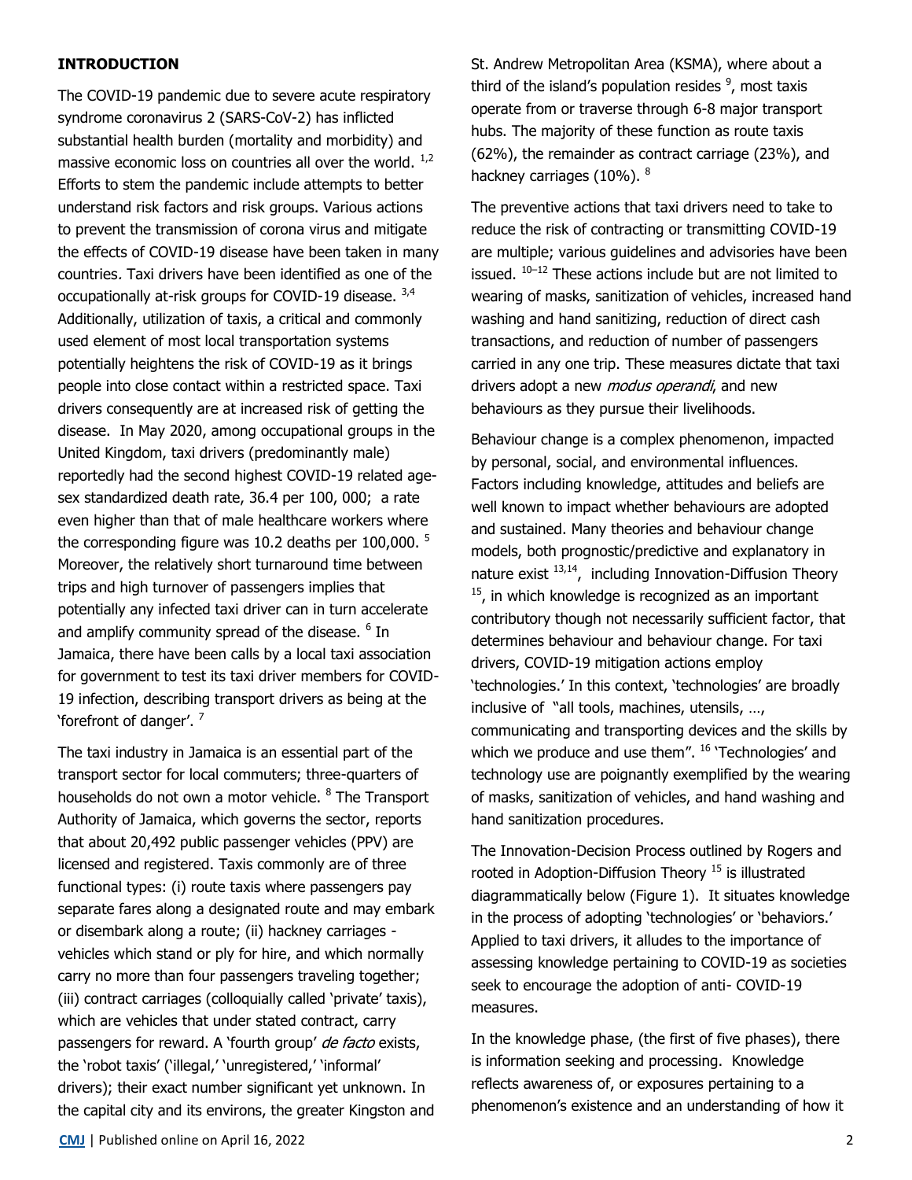## INTRODUCTION

The COVID-19 pandemic due to severe acute respiratory syndrome coronavirus 2 (SARS-CoV-2) has inflicted substantial health burden (mortality and morbidity) and massive economic loss on countries all over the world. [1,2] Efforts to stem the pandemic include attempts to better understand risk factors and risk groups. Various actions to prevent the transmission of corona virus and mitigate the effects of COVID-19 disease have been taken in many countries. Taxi drivers have been identified as one of the occupationally at-risk groups for COVID-19 disease. [3,4] Additionally, utilization of taxis, a critical and commonly used element of most local transportation systems potentially heightens the risk of COVID-19 as it brings people into close contact within a restricted space. Taxi drivers consequently are at increased risk of getting the disease. In May 2020, among occupational groups in the United Kingdom, taxi drivers (predominantly male) reportedly had the second highest COVID-19 related age-sex standardized death rate, 36.4 per 100, 000; a rate even higher than that of male healthcare workers where the corresponding figure was 10.2 deaths per 100,000. [5] Moreover, the relatively short turnaround time between trips and high turnover of passengers implies that potentially any infected taxi driver can in turn accelerate and amplify community spread of the disease. [6] In Jamaica, there have been calls by a local taxi association for government to test its taxi driver members for COVID-19 infection, describing transport drivers as being at the 'forefront of danger'. [7]

The taxi industry in Jamaica is an essential part of the transport sector for local commuters; three-quarters of households do not own a motor vehicle. [8] The Transport Authority of Jamaica, which governs the sector, reports that about 20,492 public passenger vehicles (PPV) are licensed and registered. Taxis commonly are of three functional types: (i) route taxis where passengers pay separate fares along a designated route and may embark or disembark along a route; (ii) hackney carriages - vehicles which stand or ply for hire, and which normally carry no more than four passengers traveling together; (iii) contract carriages (colloquially called 'private' taxis), which are vehicles that under stated contract, carry passengers for reward. A 'fourth group' *de facto* exists, the 'robot taxis' ('illegal,' 'unregistered,' 'informal' drivers); their exact number significant yet unknown. In the capital city and its environs, the greater Kingston and St. Andrew Metropolitan Area (KSMA), where about a third of the island's population resides [9], most taxis operate from or traverse through 6-8 major transport hubs. The majority of these function as route taxis (62%), the remainder as contract carriage (23%), and hackney carriages (10%). [8]

The preventive actions that taxi drivers need to take to reduce the risk of contracting or transmitting COVID-19 are multiple; various guidelines and advisories have been issued. [10–12] These actions include but are not limited to wearing of masks, sanitization of vehicles, increased hand washing and hand sanitizing, reduction of direct cash transactions, and reduction of number of passengers carried in any one trip. These measures dictate that taxi drivers adopt a new *modus operandi*, and new behaviours as they pursue their livelihoods.

Behaviour change is a complex phenomenon, impacted by personal, social, and environmental influences. Factors including knowledge, attitudes and beliefs are well known to impact whether behaviours are adopted and sustained. Many theories and behaviour change models, both prognostic/predictive and explanatory in nature exist [13,14], including Innovation-Diffusion Theory [15], in which knowledge is recognized as an important contributory though not necessarily sufficient factor, that determines behaviour and behaviour change. For taxi drivers, COVID-19 mitigation actions employ 'technologies.' In this context, 'technologies' are broadly inclusive of "all tools, machines, utensils, …, communicating and transporting devices and the skills by which we produce and use them". [16] 'Technologies' and technology use are poignantly exemplified by the wearing of masks, sanitization of vehicles, and hand washing and hand sanitization procedures.

The Innovation-Decision Process outlined by Rogers and rooted in Adoption-Diffusion Theory [15] is illustrated diagrammatically below (Figure 1). It situates knowledge in the process of adopting 'technologies' or 'behaviors.' Applied to taxi drivers, it alludes to the importance of assessing knowledge pertaining to COVID-19 as societies seek to encourage the adoption of anti- COVID-19 measures.

In the knowledge phase, (the first of five phases), there is information seeking and processing. Knowledge reflects awareness of, or exposures pertaining to a phenomenon's existence and an understanding of how it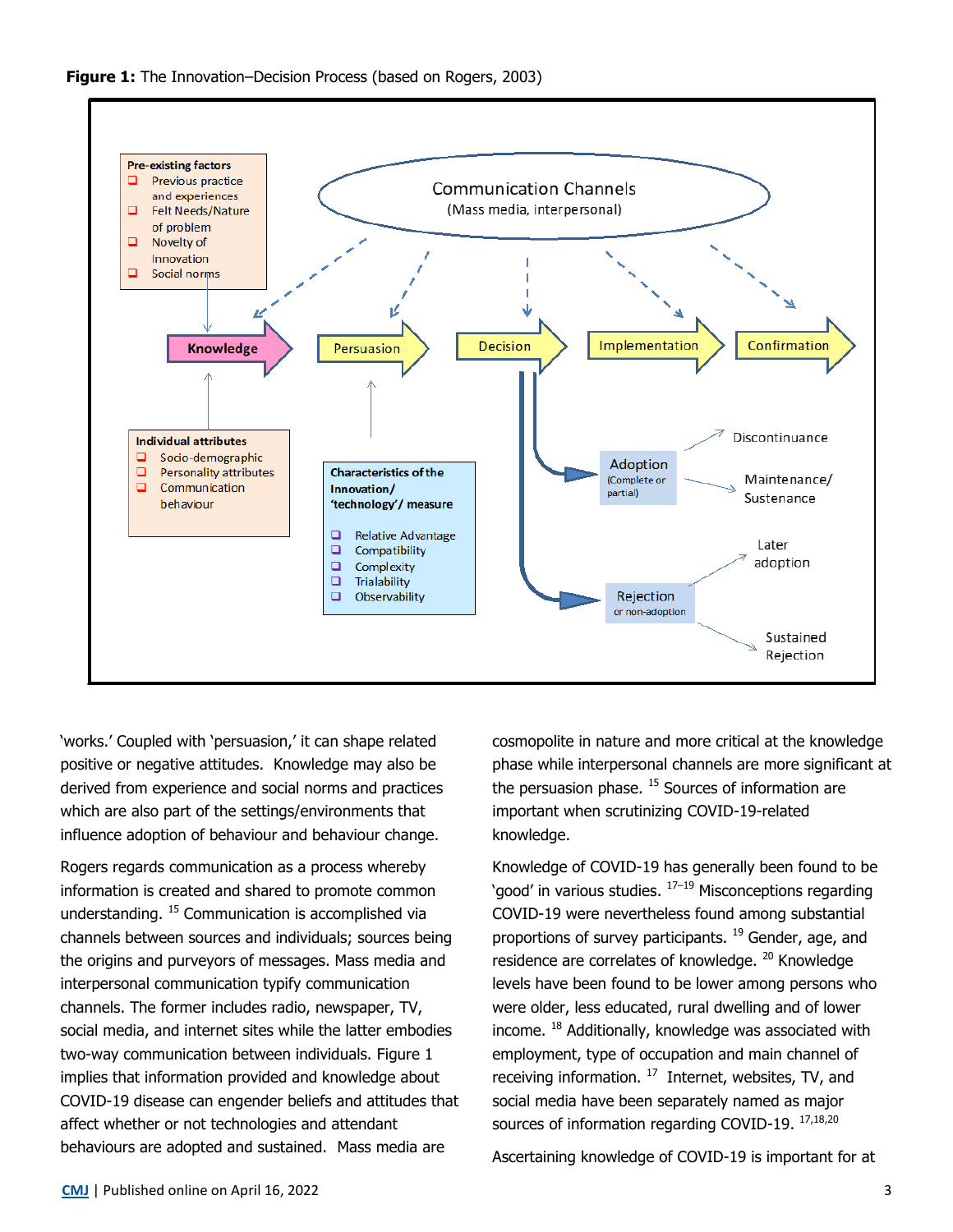**Figure 1:** The Innovation–Decision Process (based on Rogers, 2003)

'works.' Coupled with 'persuasion,' it can shape related positive or negative attitudes. Knowledge may also be derived from experience and social norms and practices which are also part of the settings/environments that influence adoption of behaviour and behaviour change.

Rogers regards communication as a process whereby information is created and shared to promote common understanding. [15] Communication is accomplished via channels between sources and individuals; sources being the origins and purveyors of messages. Mass media and interpersonal communication typify communication channels. The former includes radio, newspaper, TV, social media, and internet sites while the latter embodies two-way communication between individuals. Figure 1 implies that information provided and knowledge about COVID-19 disease can engender beliefs and attitudes that affect whether or not technologies and attendant behaviours are adopted and sustained. Mass media are cosmopolite in nature and more critical at the knowledge phase while interpersonal channels are more significant at the persuasion phase. [15] Sources of information are important when scrutinizing COVID-19-related knowledge.

Knowledge of COVID-19 has generally been found to be 'good' in various studies. [17–19] Misconceptions regarding COVID-19 were nevertheless found among substantial proportions of survey participants. [19] Gender, age, and residence are correlates of knowledge. [20] Knowledge levels have been found to be lower among persons who were older, less educated, rural dwelling and of lower income. [18] Additionally, knowledge was associated with employment, type of occupation and main channel of receiving information. [17] Internet, websites, TV, and social media have been separately named as major sources of information regarding COVID-19. [17,18,20]

Ascertaining knowledge of COVID-19 is important for at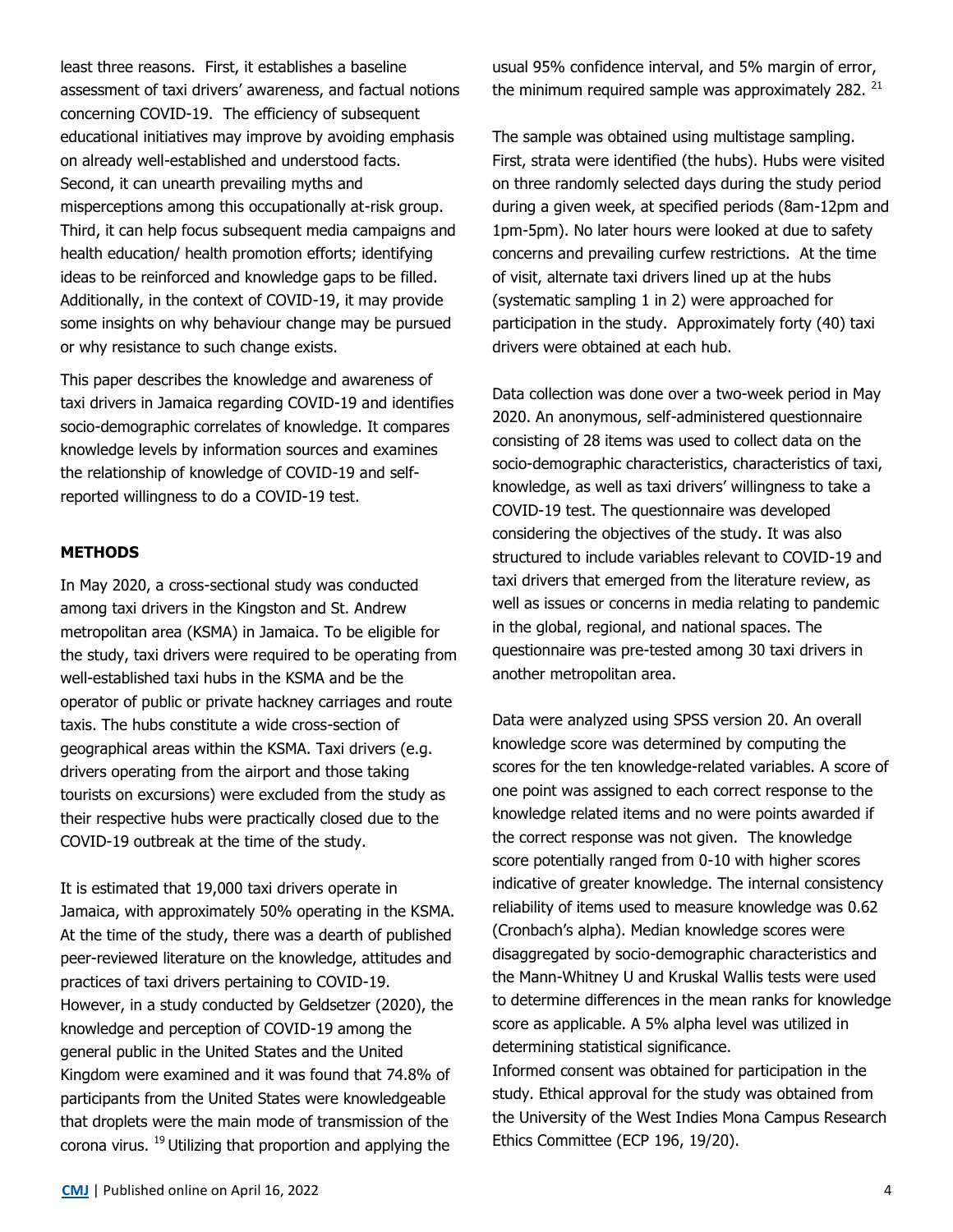least three reasons. First, it establishes a baseline assessment of taxi drivers' awareness, and factual notions concerning COVID-19. The efficiency of subsequent educational initiatives may improve by avoiding emphasis on already well-established and understood facts. Second, it can unearth prevailing myths and misperceptions among this occupationally at-risk group. Third, it can help focus subsequent media campaigns and health education/ health promotion efforts; identifying ideas to be reinforced and knowledge gaps to be filled. Additionally, in the context of COVID-19, it may provide some insights on why behaviour change may be pursued or why resistance to such change exists.

This paper describes the knowledge and awareness of taxi drivers in Jamaica regarding COVID-19 and identifies socio-demographic correlates of knowledge. It compares knowledge levels by information sources and examines the relationship of knowledge of COVID-19 and self-reported willingness to do a COVID-19 test.

## METHODS

In May 2020, a cross-sectional study was conducted among taxi drivers in the Kingston and St. Andrew metropolitan area (KSMA) in Jamaica. To be eligible for the study, taxi drivers were required to be operating from well-established taxi hubs in the KSMA and be the operator of public or private hackney carriages and route taxis. The hubs constitute a wide cross-section of geographical areas within the KSMA. Taxi drivers (e.g. drivers operating from the airport and those taking tourists on excursions) were excluded from the study as their respective hubs were practically closed due to the COVID-19 outbreak at the time of the study.

It is estimated that 19,000 taxi drivers operate in Jamaica, with approximately 50% operating in the KSMA. At the time of the study, there was a dearth of published peer-reviewed literature on the knowledge, attitudes and practices of taxi drivers pertaining to COVID-19. However, in a study conducted by Geldsetzer (2020), the knowledge and perception of COVID-19 among the general public in the United States and the United Kingdom were examined and it was found that 74.8% of participants from the United States were knowledgeable that droplets were the main mode of transmission of the corona virus. [19] Utilizing that proportion and applying the usual 95% confidence interval, and 5% margin of error, the minimum required sample was approximately 282. [21]

The sample was obtained using multistage sampling. First, strata were identified (the hubs). Hubs were visited on three randomly selected days during the study period during a given week, at specified periods (8am-12pm and 1pm-5pm). No later hours were looked at due to safety concerns and prevailing curfew restrictions. At the time of visit, alternate taxi drivers lined up at the hubs (systematic sampling 1 in 2) were approached for participation in the study. Approximately forty (40) taxi drivers were obtained at each hub.

Data collection was done over a two-week period in May 2020. An anonymous, self-administered questionnaire consisting of 28 items was used to collect data on the socio-demographic characteristics, characteristics of taxi, knowledge, as well as taxi drivers' willingness to take a COVID-19 test. The questionnaire was developed considering the objectives of the study. It was also structured to include variables relevant to COVID-19 and taxi drivers that emerged from the literature review, as well as issues or concerns in media relating to pandemic in the global, regional, and national spaces. The questionnaire was pre-tested among 30 taxi drivers in another metropolitan area.

Data were analyzed using SPSS version 20. An overall knowledge score was determined by computing the scores for the ten knowledge-related variables. A score of one point was assigned to each correct response to the knowledge related items and no were points awarded if the correct response was not given. The knowledge score potentially ranged from 0-10 with higher scores indicative of greater knowledge. The internal consistency reliability of items used to measure knowledge was 0.62 (Cronbach's alpha). Median knowledge scores were disaggregated by socio-demographic characteristics and the Mann-Whitney U and Kruskal Wallis tests were used to determine differences in the mean ranks for knowledge score as applicable. A 5% alpha level was utilized in determining statistical significance.

Informed consent was obtained for participation in the study. Ethical approval for the study was obtained from the University of the West Indies Mona Campus Research Ethics Committee (ECP 196, 19/20).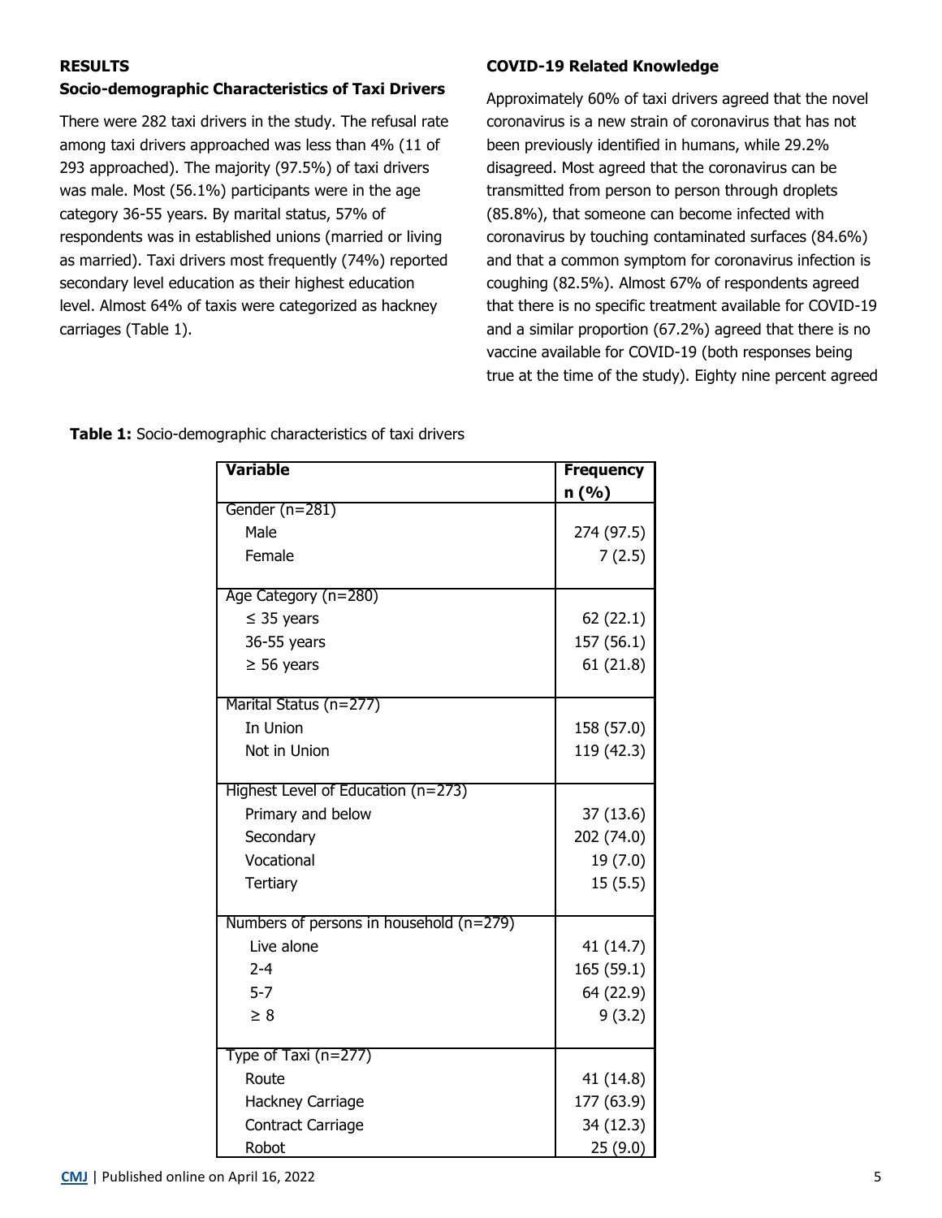## RESULTS

### Socio-demographic Characteristics of Taxi Drivers

There were 282 taxi drivers in the study. The refusal rate among taxi drivers approached was less than 4% (11 of 293 approached). The majority (97.5%) of taxi drivers was male. Most (56.1%) participants were in the age category 36-55 years. By marital status, 57% of respondents was in established unions (married or living as married). Taxi drivers most frequently (74%) reported secondary level education as their highest education level. Almost 64% of taxis were categorized as hackney carriages (Table 1).

### COVID-19 Related Knowledge

Approximately 60% of taxi drivers agreed that the novel coronavirus is a new strain of coronavirus that has not been previously identified in humans, while 29.2% disagreed. Most agreed that the coronavirus can be transmitted from person to person through droplets (85.8%), that someone can become infected with coronavirus by touching contaminated surfaces (84.6%) and that a common symptom for coronavirus infection is coughing (82.5%). Almost 67% of respondents agreed that there is no specific treatment available for COVID-19 and a similar proportion (67.2%) agreed that there is no vaccine available for COVID-19 (both responses being true at the time of the study). Eighty nine percent agreed

**Table 1:** Socio-demographic characteristics of taxi drivers

| Variable | Frequency n (%) |
|---|---|
| Gender (n=281) | |
| Male | 274 (97.5) |
| Female | 7 (2.5) |
| Age Category (n=280) | |
| ≤ 35 years | 62 (22.1) |
| 36-55 years | 157 (56.1) |
| ≥ 56 years | 61 (21.8) |
| Marital Status (n=277) | |
| In Union | 158 (57.0) |
| Not in Union | 119 (42.3) |
| Highest Level of Education (n=273) | |
| Primary and below | 37 (13.6) |
| Secondary | 202 (74.0) |
| Vocational | 19 (7.0) |
| Tertiary | 15 (5.5) |
| Numbers of persons in household (n=279) | |
| Live alone | 41 (14.7) |
| 2-4 | 165 (59.1) |
| 5-7 | 64 (22.9) |
| ≥ 8 | 9 (3.2) |
| Type of Taxi (n=277) | |
| Route | 41 (14.8) |
| Hackney Carriage | 177 (63.9) |
| Contract Carriage | 34 (12.3) |
| Robot | 25 (9.0) |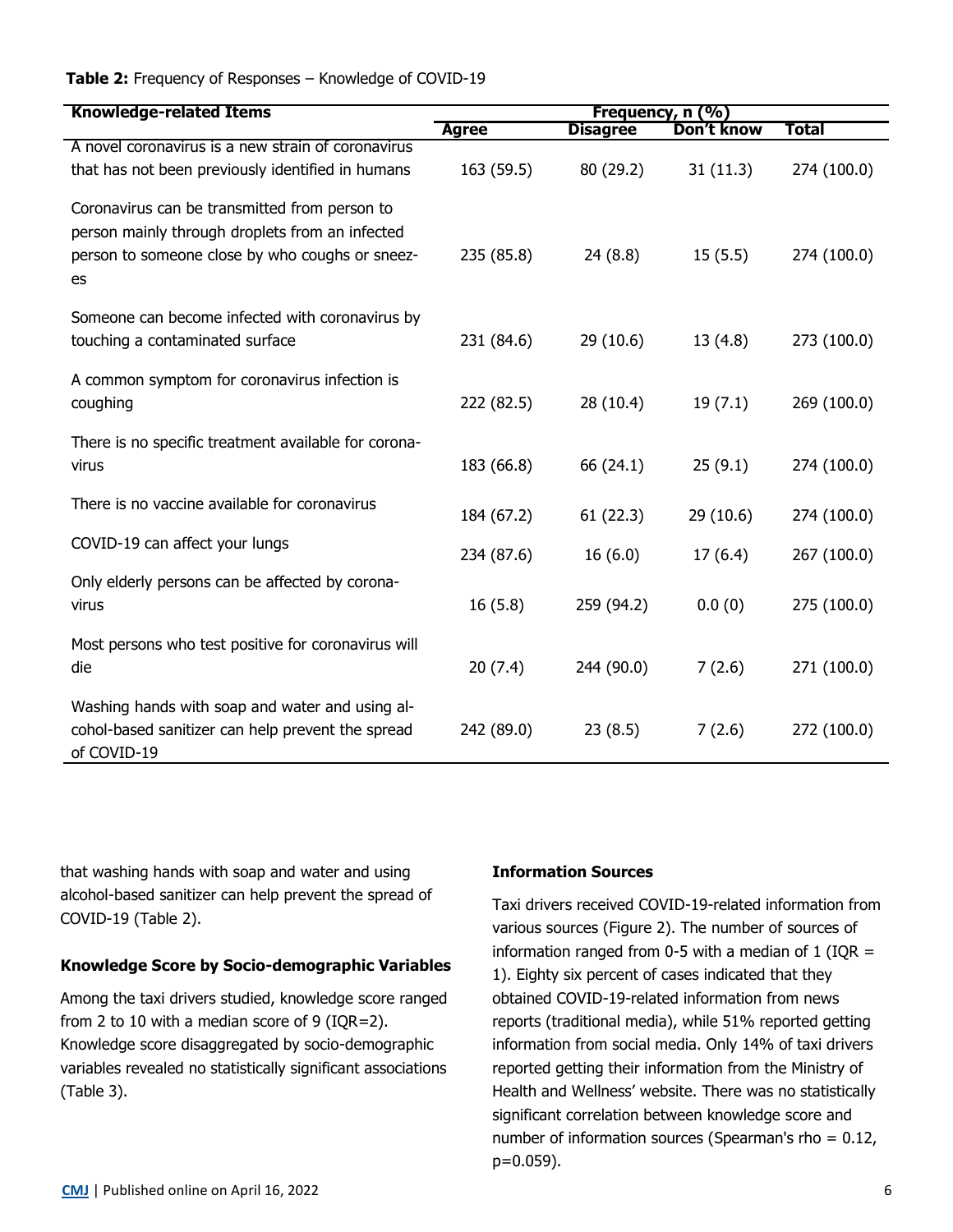**Table 2:** Frequency of Responses – Knowledge of COVID-19

| Knowledge-related Items | Frequency, n (%) | | | |
|---|---|---|---|---|
| | Agree | Disagree | Don't know | Total |
| A novel coronavirus is a new strain of coronavirus that has not been previously identified in humans | 163 (59.5) | 80 (29.2) | 31 (11.3) | 274 (100.0) |
| Coronavirus can be transmitted from person to person mainly through droplets from an infected person to someone close by who coughs or sneezes | 235 (85.8) | 24 (8.8) | 15 (5.5) | 274 (100.0) |
| Someone can become infected with coronavirus by touching a contaminated surface | 231 (84.6) | 29 (10.6) | 13 (4.8) | 273 (100.0) |
| A common symptom for coronavirus infection is coughing | 222 (82.5) | 28 (10.4) | 19 (7.1) | 269 (100.0) |
| There is no specific treatment available for coronavirus | 183 (66.8) | 66 (24.1) | 25 (9.1) | 274 (100.0) |
| There is no vaccine available for coronavirus | 184 (67.2) | 61 (22.3) | 29 (10.6) | 274 (100.0) |
| COVID-19 can affect your lungs | 234 (87.6) | 16 (6.0) | 17 (6.4) | 267 (100.0) |
| Only elderly persons can be affected by coronavirus | 16 (5.8) | 259 (94.2) | 0.0 (0) | 275 (100.0) |
| Most persons who test positive for coronavirus will die | 20 (7.4) | 244 (90.0) | 7 (2.6) | 271 (100.0) |
| Washing hands with soap and water and using alcohol-based sanitizer can help prevent the spread of COVID-19 | 242 (89.0) | 23 (8.5) | 7 (2.6) | 272 (100.0) |

that washing hands with soap and water and using alcohol-based sanitizer can help prevent the spread of COVID-19 (Table 2).

### Knowledge Score by Socio-demographic Variables

Among the taxi drivers studied, knowledge score ranged from 2 to 10 with a median score of 9 (IQR=2). Knowledge score disaggregated by socio-demographic variables revealed no statistically significant associations (Table 3).

### Information Sources

Taxi drivers received COVID-19-related information from various sources (Figure 2). The number of sources of information ranged from 0-5 with a median of 1 (IQR = 1). Eighty six percent of cases indicated that they obtained COVID-19-related information from news reports (traditional media), while 51% reported getting information from social media. Only 14% of taxi drivers reported getting their information from the Ministry of Health and Wellness' website. There was no statistically significant correlation between knowledge score and number of information sources (Spearman's rho = 0.12, $p$=0.059).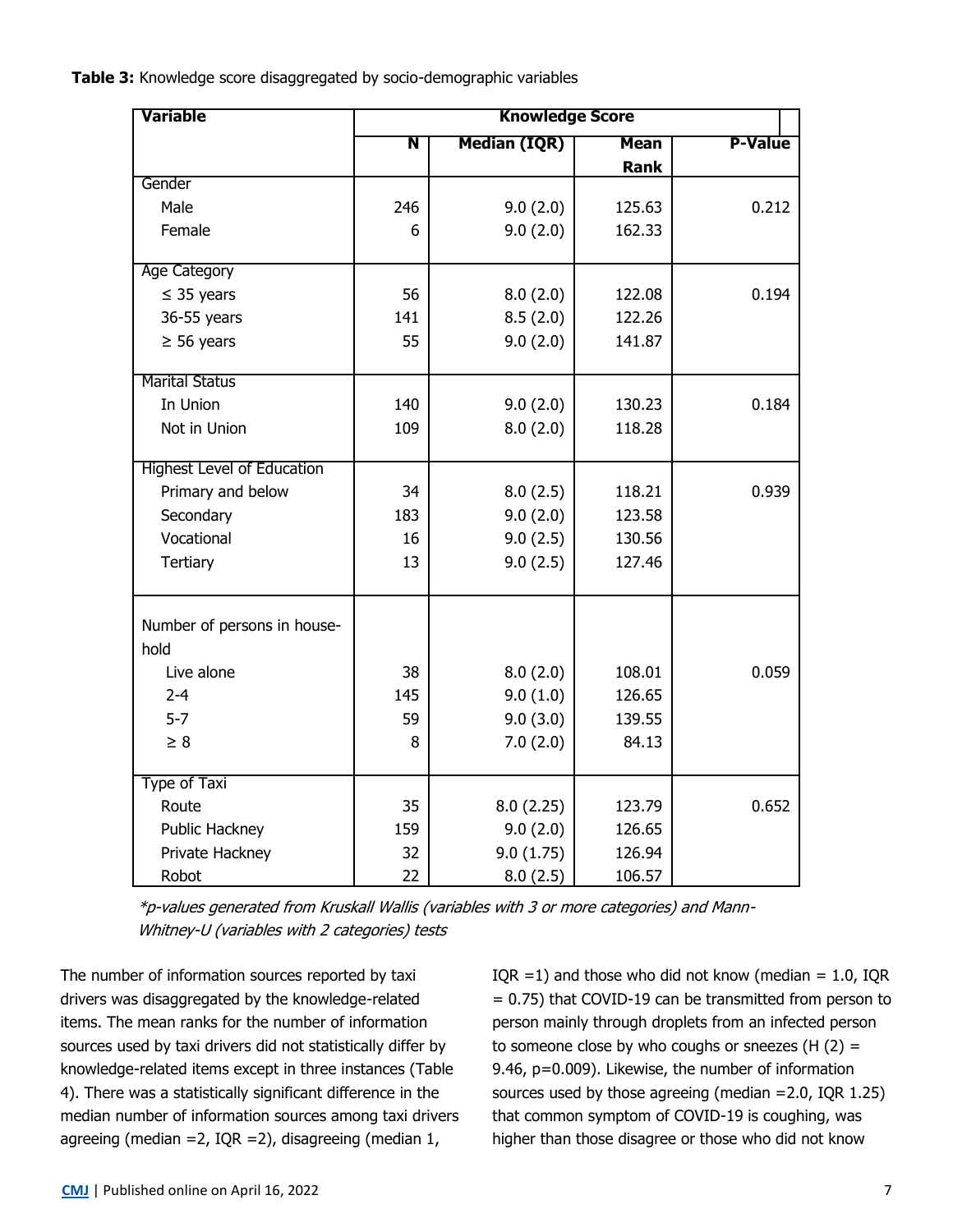**Table 3:** Knowledge score disaggregated by socio-demographic variables

| Variable | Knowledge Score | | | |
|---|---|---|---|---|
| | N | Median (IQR) | Mean Rank | P-Value |
| Gender | | | | |
| Male | 246 | 9.0 (2.0) | 125.63 | 0.212 |
| Female | 6 | 9.0 (2.0) | 162.33 | |
| Age Category | | | | |
| ≤ 35 years | 56 | 8.0 (2.0) | 122.08 | 0.194 |
| 36-55 years | 141 | 8.5 (2.0) | 122.26 | |
| ≥ 56 years | 55 | 9.0 (2.0) | 141.87 | |
| Marital Status | | | | |
| In Union | 140 | 9.0 (2.0) | 130.23 | 0.184 |
| Not in Union | 109 | 8.0 (2.0) | 118.28 | |
| Highest Level of Education | | | | |
| Primary and below | 34 | 8.0 (2.5) | 118.21 | 0.939 |
| Secondary | 183 | 9.0 (2.0) | 123.58 | |
| Vocational | 16 | 9.0 (2.5) | 130.56 | |
| Tertiary | 13 | 9.0 (2.5) | 127.46 | |
| Number of persons in household | | | | |
| Live alone | 38 | 8.0 (2.0) | 108.01 | 0.059 |
| 2-4 | 145 | 9.0 (1.0) | 126.65 | |
| 5-7 | 59 | 9.0 (3.0) | 139.55 | |
| ≥ 8 | 8 | 7.0 (2.0) | 84.13 | |
| Type of Taxi | | | | |
| Route | 35 | 8.0 (2.25) | 123.79 | 0.652 |
| Public Hackney | 159 | 9.0 (2.0) | 126.65 | |
| Private Hackney | 32 | 9.0 (1.75) | 126.94 | |
| Robot | 22 | 8.0 (2.5) | 106.57 | |

*\*p-values generated from Kruskall Wallis (variables with 3 or more categories) and Mann-Whitney-U (variables with 2 categories) tests*

The number of information sources reported by taxi drivers was disaggregated by the knowledge-related items. The mean ranks for the number of information sources used by taxi drivers did not statistically differ by knowledge-related items except in three instances (Table 4). There was a statistically significant difference in the median number of information sources among taxi drivers agreeing (median =2, IQR =2), disagreeing (median 1, IQR =1) and those who did not know (median = 1.0, IQR = 0.75) that COVID-19 can be transmitted from person to person mainly through droplets from an infected person to someone close by who coughs or sneezes ($H(2) = 9.46$, $p=0.009$). Likewise, the number of information sources used by those agreeing (median =2.0, IQR 1.25) that common symptom of COVID-19 is coughing, was higher than those disagree or those who did not know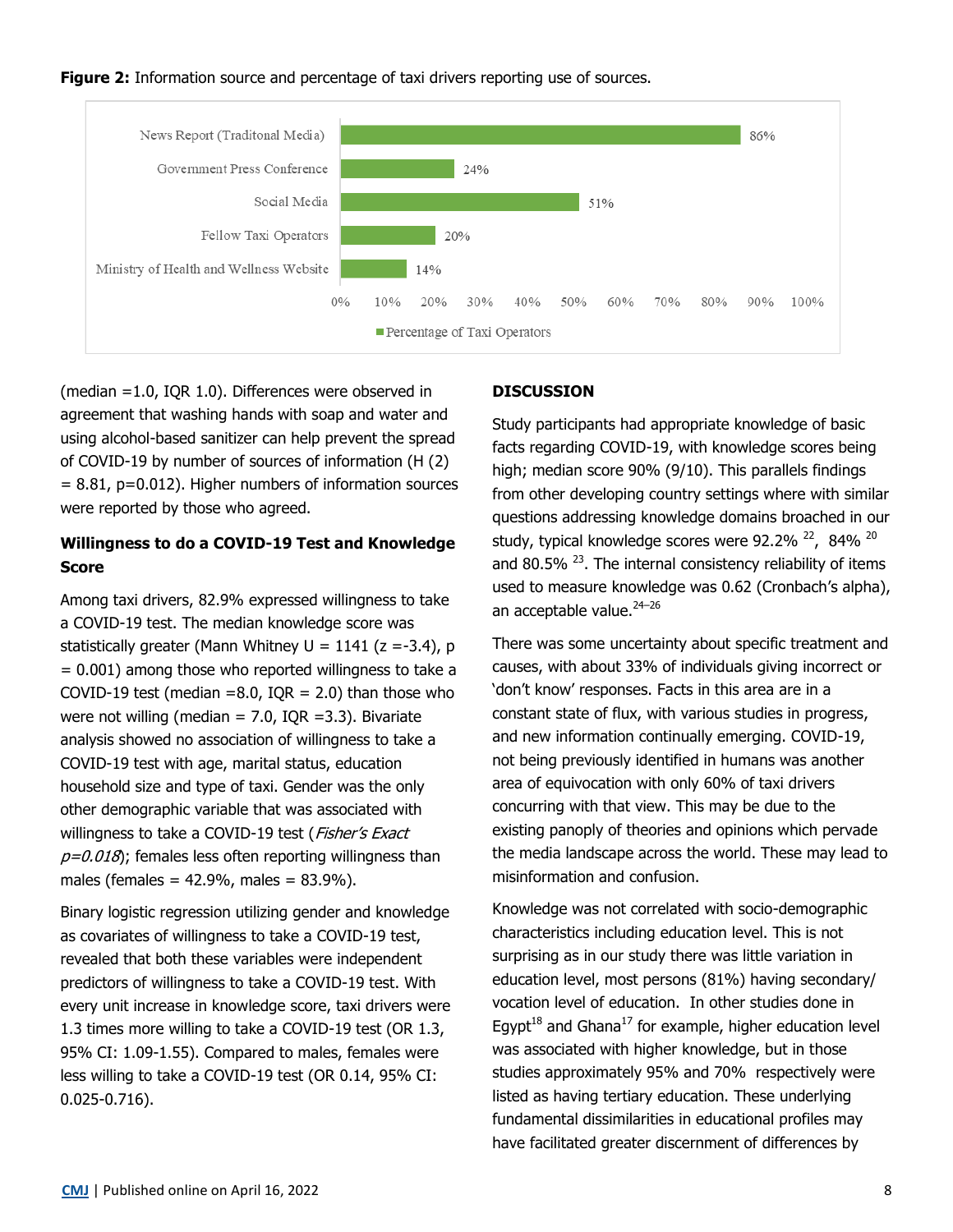**Figure 2:** Information source and percentage of taxi drivers reporting use of sources.

| Information source | Percentage of Taxi Operators |
|---|---|
| News Report (Traditonal Media) | 86% |
| Government Press Conference | 24% |
| Social Media | 51% |
| Fellow Taxi Operators | 20% |
| Ministry of Health and Wellness Website | 14% |

(median =1.0, IQR 1.0). Differences were observed in agreement that washing hands with soap and water and using alcohol-based sanitizer can help prevent the spread of COVID-19 by number of sources of information ($H(2) = 8.81$, $p=0.012$). Higher numbers of information sources were reported by those who agreed.

### Willingness to do a COVID-19 Test and Knowledge Score

Among taxi drivers, 82.9% expressed willingness to take a COVID-19 test. The median knowledge score was statistically greater (Mann Whitney $U = 1141$ ($z = -3.4$), $p = 0.001$) among those who reported willingness to take a COVID-19 test (median =8.0, IQR = 2.0) than those who were not willing (median = 7.0, IQR =3.3). Bivariate analysis showed no association of willingness to take a COVID-19 test with age, marital status, education household size and type of taxi. Gender was the only other demographic variable that was associated with willingness to take a COVID-19 test (*Fisher's Exact $p=0.018$*); females less often reporting willingness than males (females = 42.9%, males = 83.9%).

Binary logistic regression utilizing gender and knowledge as covariates of willingness to take a COVID-19 test, revealed that both these variables were independent predictors of willingness to take a COVID-19 test. With every unit increase in knowledge score, taxi drivers were 1.3 times more willing to take a COVID-19 test (OR 1.3, 95% CI: 1.09-1.55). Compared to males, females were less willing to take a COVID-19 test (OR 0.14, 95% CI: 0.025-0.716).

## DISCUSSION

Study participants had appropriate knowledge of basic facts regarding COVID-19, with knowledge scores being high; median score 90% (9/10). This parallels findings from other developing country settings where with similar questions addressing knowledge domains broached in our study, typical knowledge scores were 92.2% [22], 84% [20] and 80.5% [23]. The internal consistency reliability of items used to measure knowledge was 0.62 (Cronbach's alpha), an acceptable value.[24–26]

There was some uncertainty about specific treatment and causes, with about 33% of individuals giving incorrect or 'don't know' responses. Facts in this area are in a constant state of flux, with various studies in progress, and new information continually emerging. COVID-19, not being previously identified in humans was another area of equivocation with only 60% of taxi drivers concurring with that view. This may be due to the existing panoply of theories and opinions which pervade the media landscape across the world. These may lead to misinformation and confusion.

Knowledge was not correlated with socio-demographic characteristics including education level. This is not surprising as in our study there was little variation in education level, most persons (81%) having secondary/ vocation level of education. In other studies done in Egypt[18] and Ghana[17] for example, higher education level was associated with higher knowledge, but in those studies approximately 95% and 70% respectively were listed as having tertiary education. These underlying fundamental dissimilarities in educational profiles may have facilitated greater discernment of differences by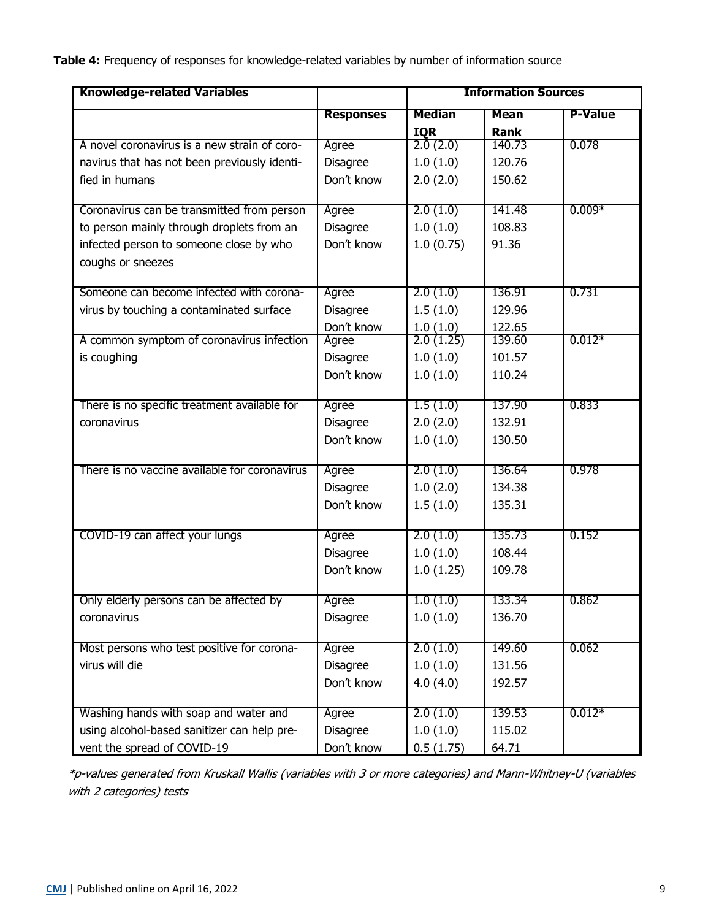**Table 4:** Frequency of responses for knowledge-related variables by number of information source

| Knowledge-related Variables | | Information Sources | | |
|---|---|---|---|---|
| | **Responses** | **Median IQR** | **Mean Rank** | **P-Value** |
| A novel coronavirus is a new strain of coronavirus that has not been previously identified in humans | Agree | 2.0 (2.0) | 140.73 | 0.078 |
| | Disagree | 1.0 (1.0) | 120.76 | |
| | Don't know | 2.0 (2.0) | 150.62 | |
| Coronavirus can be transmitted from person to person mainly through droplets from an infected person to someone close by who coughs or sneezes | Agree | 2.0 (1.0) | 141.48 | 0.009* |
| | Disagree | 1.0 (1.0) | 108.83 | |
| | Don't know | 1.0 (0.75) | 91.36 | |
| Someone can become infected with coronavirus by touching a contaminated surface | Agree | 2.0 (1.0) | 136.91 | 0.731 |
| | Disagree | 1.5 (1.0) | 129.96 | |
| | Don't know | 1.0 (1.0) | 122.65 | |
| A common symptom of coronavirus infection is coughing | Agree | 2.0 (1.25) | 139.60 | 0.012* |
| | Disagree | 1.0 (1.0) | 101.57 | |
| | Don't know | 1.0 (1.0) | 110.24 | |
| There is no specific treatment available for coronavirus | Agree | 1.5 (1.0) | 137.90 | 0.833 |
| | Disagree | 2.0 (2.0) | 132.91 | |
| | Don't know | 1.0 (1.0) | 130.50 | |
| There is no vaccine available for coronavirus | Agree | 2.0 (1.0) | 136.64 | 0.978 |
| | Disagree | 1.0 (2.0) | 134.38 | |
| | Don't know | 1.5 (1.0) | 135.31 | |
| COVID-19 can affect your lungs | Agree | 2.0 (1.0) | 135.73 | 0.152 |
| | Disagree | 1.0 (1.0) | 108.44 | |
| | Don't know | 1.0 (1.25) | 109.78 | |
| Only elderly persons can be affected by coronavirus | Agree | 1.0 (1.0) | 133.34 | 0.862 |
| | Disagree | 1.0 (1.0) | 136.70 | |
| Most persons who test positive for coronavirus will die | Agree | 2.0 (1.0) | 149.60 | 0.062 |
| | Disagree | 1.0 (1.0) | 131.56 | |
| | Don't know | 4.0 (4.0) | 192.57 | |
| Washing hands with soap and water and using alcohol-based sanitizer can help prevent the spread of COVID-19 | Agree | 2.0 (1.0) | 139.53 | 0.012* |
| | Disagree | 1.0 (1.0) | 115.02 | |
| | Don't know | 0.5 (1.75) | 64.71 | |

*\*p-values generated from Kruskall Wallis (variables with 3 or more categories) and Mann-Whitney-U (variables with 2 categories) tests*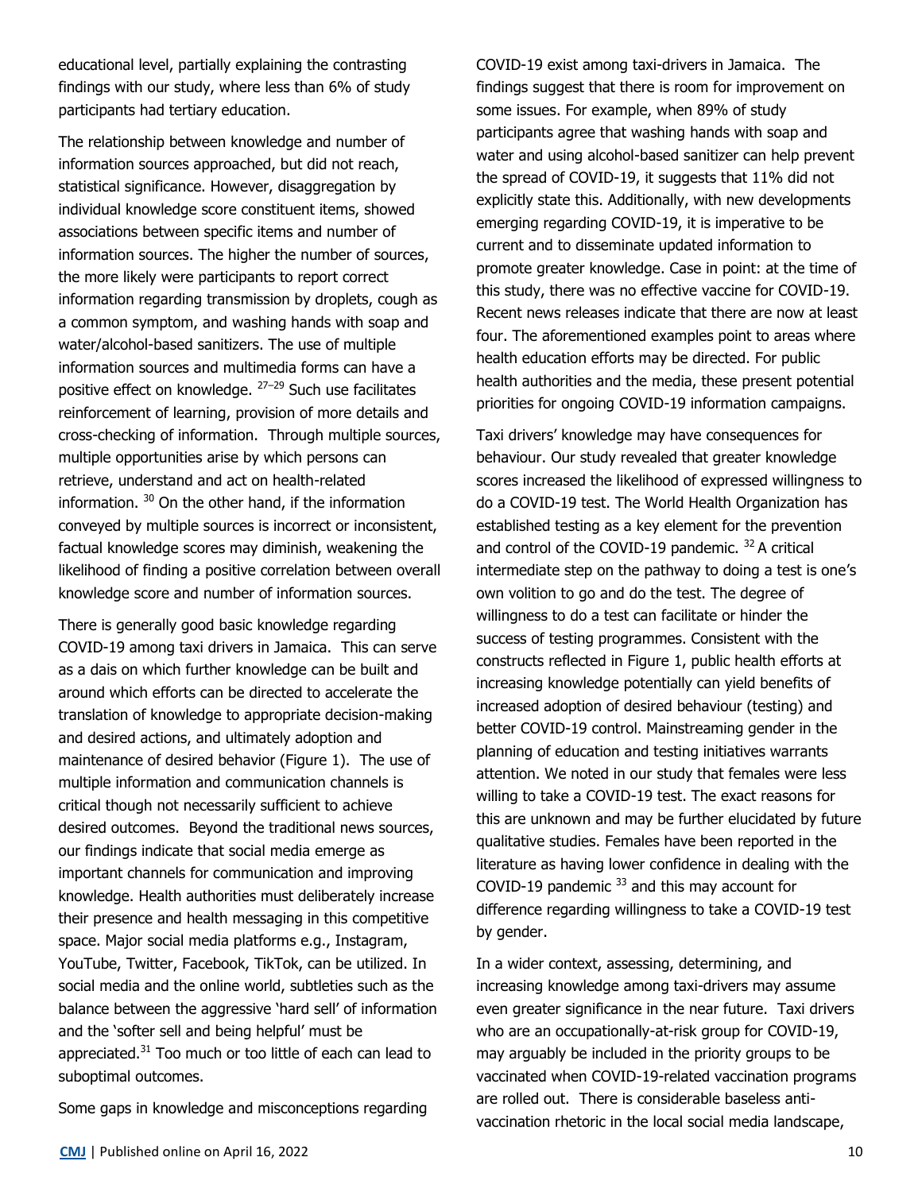educational level, partially explaining the contrasting findings with our study, where less than 6% of study participants had tertiary education.

The relationship between knowledge and number of information sources approached, but did not reach, statistical significance. However, disaggregation by individual knowledge score constituent items, showed associations between specific items and number of information sources. The higher the number of sources, the more likely were participants to report correct information regarding transmission by droplets, cough as a common symptom, and washing hands with soap and water/alcohol-based sanitizers. The use of multiple information sources and multimedia forms can have a positive effect on knowledge. [27–29] Such use facilitates reinforcement of learning, provision of more details and cross-checking of information. Through multiple sources, multiple opportunities arise by which persons can retrieve, understand and act on health-related information. [30] On the other hand, if the information conveyed by multiple sources is incorrect or inconsistent, factual knowledge scores may diminish, weakening the likelihood of finding a positive correlation between overall knowledge score and number of information sources.

There is generally good basic knowledge regarding COVID-19 among taxi drivers in Jamaica. This can serve as a dais on which further knowledge can be built and around which efforts can be directed to accelerate the translation of knowledge to appropriate decision-making and desired actions, and ultimately adoption and maintenance of desired behavior (Figure 1). The use of multiple information and communication channels is critical though not necessarily sufficient to achieve desired outcomes. Beyond the traditional news sources, our findings indicate that social media emerge as important channels for communication and improving knowledge. Health authorities must deliberately increase their presence and health messaging in this competitive space. Major social media platforms e.g., Instagram, YouTube, Twitter, Facebook, TikTok, can be utilized. In social media and the online world, subtleties such as the balance between the aggressive 'hard sell' of information and the 'softer sell and being helpful' must be appreciated.[31] Too much or too little of each can lead to suboptimal outcomes.

Some gaps in knowledge and misconceptions regarding COVID-19 exist among taxi-drivers in Jamaica. The findings suggest that there is room for improvement on some issues. For example, when 89% of study participants agree that washing hands with soap and water and using alcohol-based sanitizer can help prevent the spread of COVID-19, it suggests that 11% did not explicitly state this. Additionally, with new developments emerging regarding COVID-19, it is imperative to be current and to disseminate updated information to promote greater knowledge. Case in point: at the time of this study, there was no effective vaccine for COVID-19. Recent news releases indicate that there are now at least four. The aforementioned examples point to areas where health education efforts may be directed. For public health authorities and the media, these present potential priorities for ongoing COVID-19 information campaigns.

Taxi drivers' knowledge may have consequences for behaviour. Our study revealed that greater knowledge scores increased the likelihood of expressed willingness to do a COVID-19 test. The World Health Organization has established testing as a key element for the prevention and control of the COVID-19 pandemic. [32] A critical intermediate step on the pathway to doing a test is one's own volition to go and do the test. The degree of willingness to do a test can facilitate or hinder the success of testing programmes. Consistent with the constructs reflected in Figure 1, public health efforts at increasing knowledge potentially can yield benefits of increased adoption of desired behaviour (testing) and better COVID-19 control. Mainstreaming gender in the planning of education and testing initiatives warrants attention. We noted in our study that females were less willing to take a COVID-19 test. The exact reasons for this are unknown and may be further elucidated by future qualitative studies. Females have been reported in the literature as having lower confidence in dealing with the COVID-19 pandemic [33] and this may account for difference regarding willingness to take a COVID-19 test by gender.

In a wider context, assessing, determining, and increasing knowledge among taxi-drivers may assume even greater significance in the near future. Taxi drivers who are an occupationally-at-risk group for COVID-19, may arguably be included in the priority groups to be vaccinated when COVID-19-related vaccination programs are rolled out. There is considerable baseless anti-vaccination rhetoric in the local social media landscape,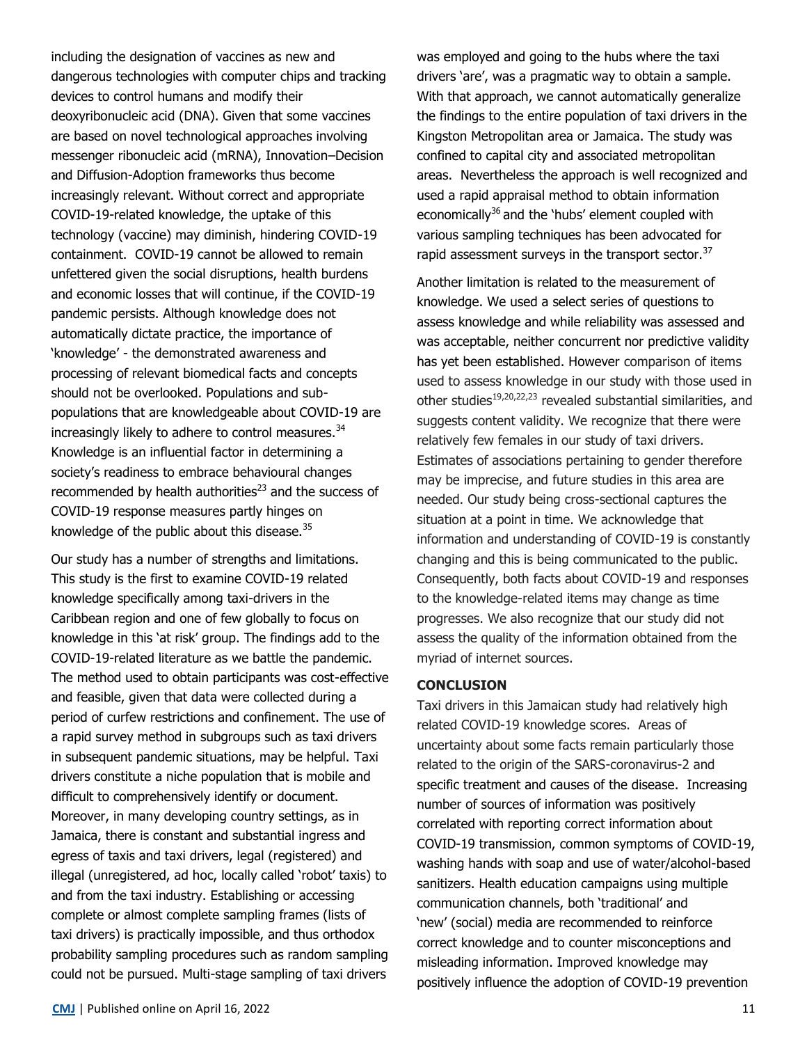including the designation of vaccines as new and dangerous technologies with computer chips and tracking devices to control humans and modify their deoxyribonucleic acid (DNA). Given that some vaccines are based on novel technological approaches involving messenger ribonucleic acid (mRNA), Innovation–Decision and Diffusion-Adoption frameworks thus become increasingly relevant. Without correct and appropriate COVID-19-related knowledge, the uptake of this technology (vaccine) may diminish, hindering COVID-19 containment. COVID-19 cannot be allowed to remain unfettered given the social disruptions, health burdens and economic losses that will continue, if the COVID-19 pandemic persists. Although knowledge does not automatically dictate practice, the importance of 'knowledge' - the demonstrated awareness and processing of relevant biomedical facts and concepts should not be overlooked. Populations and sub-populations that are knowledgeable about COVID-19 are increasingly likely to adhere to control measures.[34] Knowledge is an influential factor in determining a society's readiness to embrace behavioural changes recommended by health authorities[23] and the success of COVID-19 response measures partly hinges on knowledge of the public about this disease.[35]

Our study has a number of strengths and limitations. This study is the first to examine COVID-19 related knowledge specifically among taxi-drivers in the Caribbean region and one of few globally to focus on knowledge in this 'at risk' group. The findings add to the COVID-19-related literature as we battle the pandemic. The method used to obtain participants was cost-effective and feasible, given that data were collected during a period of curfew restrictions and confinement. The use of a rapid survey method in subgroups such as taxi drivers in subsequent pandemic situations, may be helpful. Taxi drivers constitute a niche population that is mobile and difficult to comprehensively identify or document. Moreover, in many developing country settings, as in Jamaica, there is constant and substantial ingress and egress of taxis and taxi drivers, legal (registered) and illegal (unregistered, ad hoc, locally called 'robot' taxis) to and from the taxi industry. Establishing or accessing complete or almost complete sampling frames (lists of taxi drivers) is practically impossible, and thus orthodox probability sampling procedures such as random sampling could not be pursued. Multi-stage sampling of taxi drivers was employed and going to the hubs where the taxi drivers 'are', was a pragmatic way to obtain a sample. With that approach, we cannot automatically generalize the findings to the entire population of taxi drivers in the Kingston Metropolitan area or Jamaica. The study was confined to capital city and associated metropolitan areas. Nevertheless the approach is well recognized and used a rapid appraisal method to obtain information economically[36] and the 'hubs' element coupled with various sampling techniques has been advocated for rapid assessment surveys in the transport sector.[37]

Another limitation is related to the measurement of knowledge. We used a select series of questions to assess knowledge and while reliability was assessed and was acceptable, neither concurrent nor predictive validity has yet been established. However comparison of items used to assess knowledge in our study with those used in other studies[19,20,22,23] revealed substantial similarities, and suggests content validity. We recognize that there were relatively few females in our study of taxi drivers. Estimates of associations pertaining to gender therefore may be imprecise, and future studies in this area are needed. Our study being cross-sectional captures the situation at a point in time. We acknowledge that information and understanding of COVID-19 is constantly changing and this is being communicated to the public. Consequently, both facts about COVID-19 and responses to the knowledge-related items may change as time progresses. We also recognize that our study did not assess the quality of the information obtained from the myriad of internet sources.

## CONCLUSION

Taxi drivers in this Jamaican study had relatively high related COVID-19 knowledge scores. Areas of uncertainty about some facts remain particularly those related to the origin of the SARS-coronavirus-2 and specific treatment and causes of the disease. Increasing number of sources of information was positively correlated with reporting correct information about COVID-19 transmission, common symptoms of COVID-19, washing hands with soap and use of water/alcohol-based sanitizers. Health education campaigns using multiple communication channels, both 'traditional' and 'new' (social) media are recommended to reinforce correct knowledge and to counter misconceptions and misleading information. Improved knowledge may positively influence the adoption of COVID-19 prevention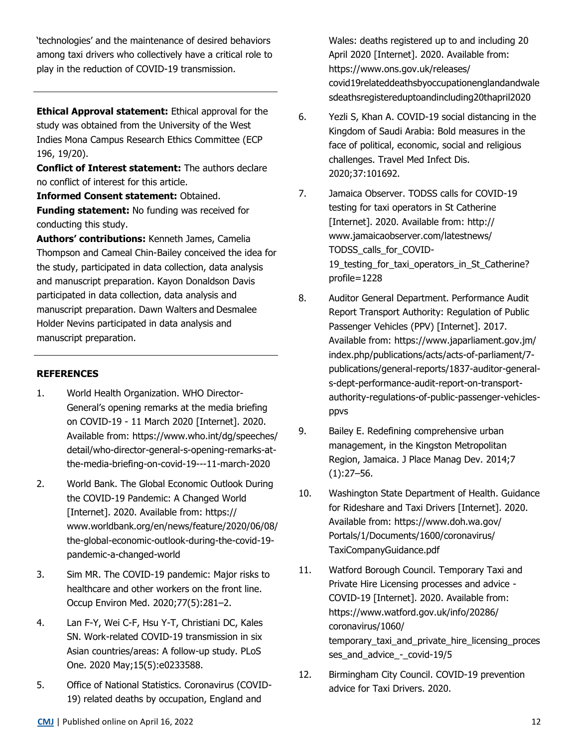'technologies' and the maintenance of desired behaviors among taxi drivers who collectively have a critical role to play in the reduction of COVID-19 transmission.

---

**Ethical Approval statement:** Ethical approval for the study was obtained from the University of the West Indies Mona Campus Research Ethics Committee (ECP 196, 19/20).

**Conflict of Interest statement:** The authors declare no conflict of interest for this article.

**Informed Consent statement:** Obtained.

**Funding statement:** No funding was received for conducting this study.

**Authors' contributions:** Kenneth James, Camelia Thompson and Cameal Chin-Bailey conceived the idea for the study, participated in data collection, data analysis and manuscript preparation. Kayon Donaldson Davis participated in data collection, data analysis and manuscript preparation. Dawn Walters and Desmalee Holder Nevins participated in data analysis and manuscript preparation.

---

## REFERENCES

1. World Health Organization. WHO Director-General's opening remarks at the media briefing on COVID-19 - 11 March 2020 [Internet]. 2020. Available from: https://www.who.int/dg/speeches/detail/who-director-general-s-opening-remarks-at-the-media-briefing-on-covid-19---11-march-2020
2. World Bank. The Global Economic Outlook During the COVID-19 Pandemic: A Changed World [Internet]. 2020. Available from: https://www.worldbank.org/en/news/feature/2020/06/08/the-global-economic-outlook-during-the-covid-19-pandemic-a-changed-world
3. Sim MR. The COVID-19 pandemic: Major risks to healthcare and other workers on the front line. Occup Environ Med. 2020;77(5):281–2.
4. Lan F-Y, Wei C-F, Hsu Y-T, Christiani DC, Kales SN. Work-related COVID-19 transmission in six Asian countries/areas: A follow-up study. PLoS One. 2020 May;15(5):e0233588.
5. Office of National Statistics. Coronavirus (COVID-19) related deaths by occupation, England and Wales: deaths registered up to and including 20 April 2020 [Internet]. 2020. Available from: https://www.ons.gov.uk/releases/covid19relateddeathsbyoccupationenglandandwalesdeathsregistereduptoandincluding20thapril2020
6. Yezli S, Khan A. COVID-19 social distancing in the Kingdom of Saudi Arabia: Bold measures in the face of political, economic, social and religious challenges. Travel Med Infect Dis. 2020;37:101692.
7. Jamaica Observer. TODSS calls for COVID-19 testing for taxi operators in St Catherine [Internet]. 2020. Available from: http://www.jamaicaobserver.com/latestnews/TODSS_calls_for_COVID-19_testing_for_taxi_operators_in_St_Catherine?profile=1228
8. Auditor General Department. Performance Audit Report Transport Authority: Regulation of Public Passenger Vehicles (PPV) [Internet]. 2017. Available from: https://www.japarliament.gov.jm/index.php/publications/acts/acts-of-parliament/7-publications/general-reports/1837-auditor-general-s-dept-performance-audit-report-on-transport-authority-regulations-of-public-passenger-vehicles-ppvs
9. Bailey E. Redefining comprehensive urban management, in the Kingston Metropolitan Region, Jamaica. J Place Manag Dev. 2014;7(1):27–56.
10. Washington State Department of Health. Guidance for Rideshare and Taxi Drivers [Internet]. 2020. Available from: https://www.doh.wa.gov/Portals/1/Documents/1600/coronavirus/TaxiCompanyGuidance.pdf
11. Watford Borough Council. Temporary Taxi and Private Hire Licensing processes and advice - COVID-19 [Internet]. 2020. Available from: https://www.watford.gov.uk/info/20286/coronavirus/1060/temporary_taxi_and_private_hire_licensing_processes_and_advice_-_covid-19/5
12. Birmingham City Council. COVID-19 prevention advice for Taxi Drivers. 2020.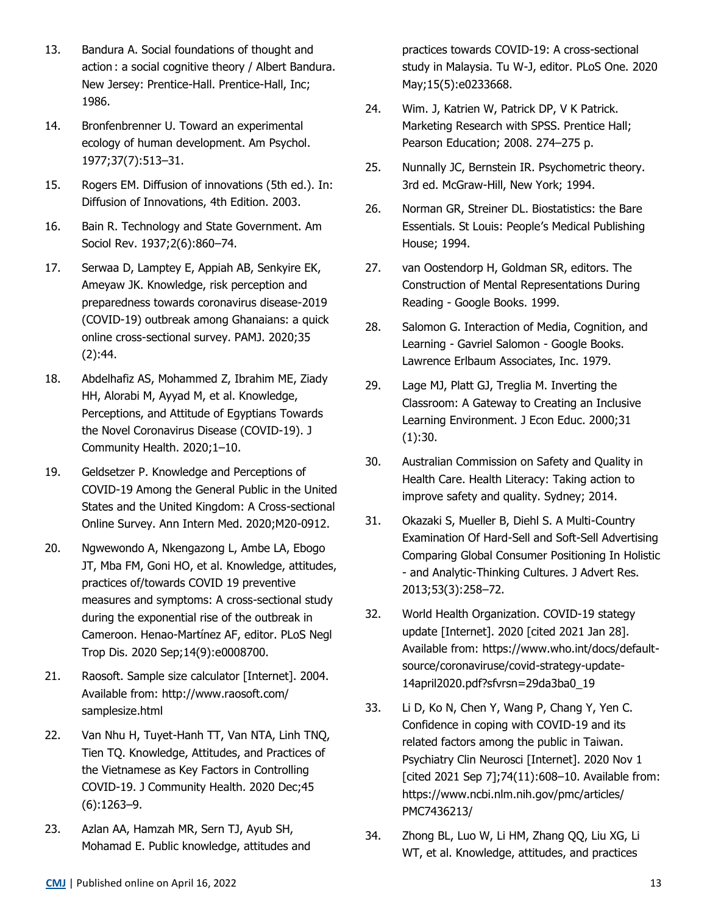13. Bandura A. Social foundations of thought and action : a social cognitive theory / Albert Bandura. New Jersey: Prentice-Hall. Prentice-Hall, Inc; 1986.

14. Bronfenbrenner U. Toward an experimental ecology of human development. Am Psychol. 1977;37(7):513–31.

15. Rogers EM. Diffusion of innovations (5th ed.). In: Diffusion of Innovations, 4th Edition. 2003.

16. Bain R. Technology and State Government. Am Sociol Rev. 1937;2(6):860–74.

17. Serwaa D, Lamptey E, Appiah AB, Senkyire EK, Ameyaw JK. Knowledge, risk perception and preparedness towards coronavirus disease-2019 (COVID-19) outbreak among Ghanaians: a quick online cross-sectional survey. PAMJ. 2020;35 (2):44.

18. Abdelhafiz AS, Mohammed Z, Ibrahim ME, Ziady HH, Alorabi M, Ayyad M, et al. Knowledge, Perceptions, and Attitude of Egyptians Towards the Novel Coronavirus Disease (COVID-19). J Community Health. 2020;1–10.

19. Geldsetzer P. Knowledge and Perceptions of COVID-19 Among the General Public in the United States and the United Kingdom: A Cross-sectional Online Survey. Ann Intern Med. 2020;M20-0912.

20. Ngwewondo A, Nkengazong L, Ambe LA, Ebogo JT, Mba FM, Goni HO, et al. Knowledge, attitudes, practices of/towards COVID 19 preventive measures and symptoms: A cross-sectional study during the exponential rise of the outbreak in Cameroon. Henao-Martínez AF, editor. PLoS Negl Trop Dis. 2020 Sep;14(9):e0008700.

21. Raosoft. Sample size calculator [Internet]. 2004. Available from: http://www.raosoft.com/samplesize.html

22. Van Nhu H, Tuyet-Hanh TT, Van NTA, Linh TNQ, Tien TQ. Knowledge, Attitudes, and Practices of the Vietnamese as Key Factors in Controlling COVID-19. J Community Health. 2020 Dec;45 (6):1263–9.

23. Azlan AA, Hamzah MR, Sern TJ, Ayub SH, Mohamad E. Public knowledge, attitudes and practices towards COVID-19: A cross-sectional study in Malaysia. Tu W-J, editor. PLoS One. 2020 May;15(5):e0233668.

24. Wim. J, Katrien W, Patrick DP, V K Patrick. Marketing Research with SPSS. Prentice Hall; Pearson Education; 2008. 274–275 p.

25. Nunnally JC, Bernstein IR. Psychometric theory. 3rd ed. McGraw-Hill, New York; 1994.

26. Norman GR, Streiner DL. Biostatistics: the Bare Essentials. St Louis: People's Medical Publishing House; 1994.

27. van Oostendorp H, Goldman SR, editors. The Construction of Mental Representations During Reading - Google Books. 1999.

28. Salomon G. Interaction of Media, Cognition, and Learning - Gavriel Salomon - Google Books. Lawrence Erlbaum Associates, Inc. 1979.

29. Lage MJ, Platt GJ, Treglia M. Inverting the Classroom: A Gateway to Creating an Inclusive Learning Environment. J Econ Educ. 2000;31 (1):30.

30. Australian Commission on Safety and Quality in Health Care. Health Literacy: Taking action to improve safety and quality. Sydney; 2014.

31. Okazaki S, Mueller B, Diehl S. A Multi-Country Examination Of Hard-Sell and Soft-Sell Advertising Comparing Global Consumer Positioning In Holistic - and Analytic-Thinking Cultures. J Advert Res. 2013;53(3):258–72.

32. World Health Organization. COVID-19 stategy update [Internet]. 2020 [cited 2021 Jan 28]. Available from: https://www.who.int/docs/default-source/coronaviruse/covid-strategy-update-14april2020.pdf?sfvrsn=29da3ba0_19

33. Li D, Ko N, Chen Y, Wang P, Chang Y, Yen C. Confidence in coping with COVID-19 and its related factors among the public in Taiwan. Psychiatry Clin Neurosci [Internet]. 2020 Nov 1 [cited 2021 Sep 7];74(11):608–10. Available from: https://www.ncbi.nlm.nih.gov/pmc/articles/PMC7436213/

34. Zhong BL, Luo W, Li HM, Zhang QQ, Liu XG, Li WT, et al. Knowledge, attitudes, and practices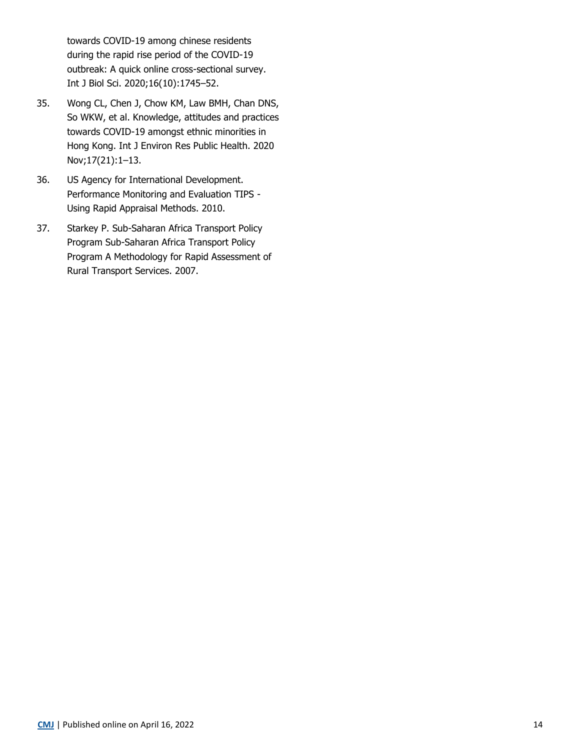towards COVID-19 among chinese residents during the rapid rise period of the COVID-19 outbreak: A quick online cross-sectional survey. Int J Biol Sci. 2020;16(10):1745–52.

35. Wong CL, Chen J, Chow KM, Law BMH, Chan DNS, So WKW, et al. Knowledge, attitudes and practices towards COVID-19 amongst ethnic minorities in Hong Kong. Int J Environ Res Public Health. 2020 Nov;17(21):1–13.

36. US Agency for International Development. Performance Monitoring and Evaluation TIPS - Using Rapid Appraisal Methods. 2010.

37. Starkey P. Sub-Saharan Africa Transport Policy Program Sub-Saharan Africa Transport Policy Program A Methodology for Rapid Assessment of Rural Transport Services. 2007.